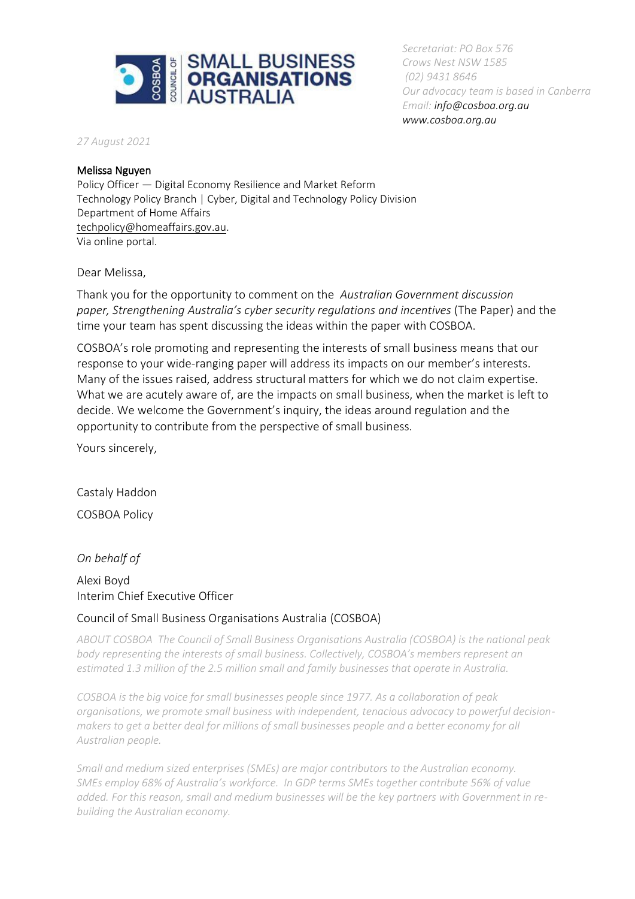SMALL BUSINESS ORGANISATIONS AUSTRALIA

*Secretariat: PO Box 576*
*Crows Nest NSW 1585*
*(02) 9431 8646*
*Our advocacy team is based in Canberra*
*Email: **info@cosboa.org.au***
***www.cosboa.org.au***

*27 August 2021*

Melissa Nguyen
Policy Officer — Digital Economy Resilience and Market Reform
Technology Policy Branch | Cyber, Digital and Technology Policy Division
Department of Home Affairs
techpolicy@homeaffairs.gov.au.
Via online portal.

Dear Melissa,

Thank you for the opportunity to comment on the *Australian Government discussion paper, Strengthening Australia's cyber security regulations and incentives* (The Paper) and the time your team has spent discussing the ideas within the paper with COSBOA.

COSBOA's role promoting and representing the interests of small business means that our response to your wide-ranging paper will address its impacts on our member's interests. Many of the issues raised, address structural matters for which we do not claim expertise. What we are acutely aware of, are the impacts on small business, when the market is left to decide. We welcome the Government's inquiry, the ideas around regulation and the opportunity to contribute from the perspective of small business.

Yours sincerely,

Castaly Haddon

COSBOA Policy

*On behalf of*

Alexi Boyd
Interim Chief Executive Officer

Council of Small Business Organisations Australia (COSBOA)

*ABOUT COSBOA The Council of Small Business Organisations Australia (COSBOA) is the national peak body representing the interests of small business. Collectively, COSBOA's members represent an estimated 1.3 million of the 2.5 million small and family businesses that operate in Australia.*

*COSBOA is the big voice for small businesses people since 1977. As a collaboration of peak organisations, we promote small business with independent, tenacious advocacy to powerful decision-makers to get a better deal for millions of small businesses people and a better economy for all Australian people.*

*Small and medium sized enterprises (SMEs) are major contributors to the Australian economy. SMEs employ 68% of Australia's workforce. In GDP terms SMEs together contribute 56% of value added. For this reason, small and medium businesses will be the key partners with Government in re-building the Australian economy.*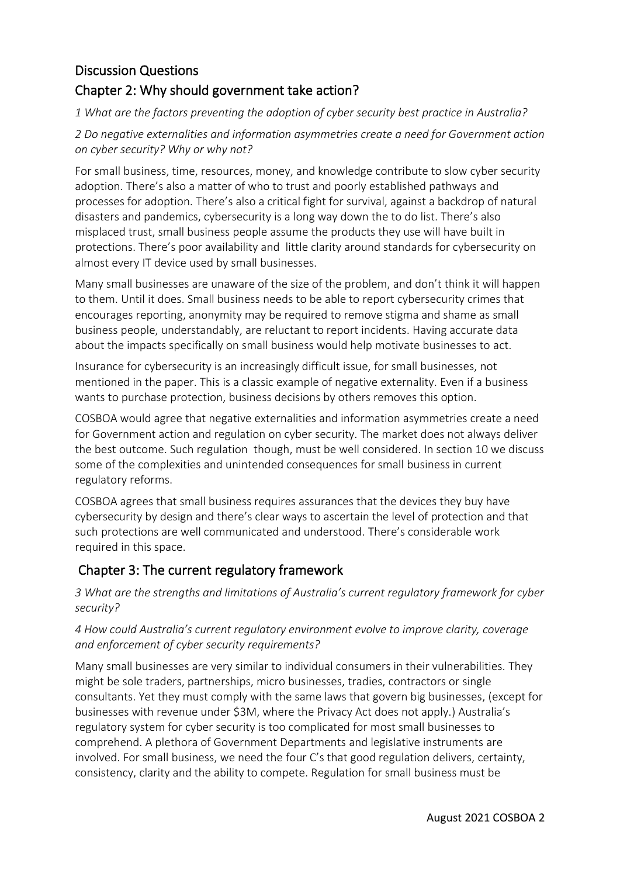## Discussion Questions

## Chapter 2: Why should government take action?

*1 What are the factors preventing the adoption of cyber security best practice in Australia?*

*2 Do negative externalities and information asymmetries create a need for Government action on cyber security? Why or why not?*

For small business, time, resources, money, and knowledge contribute to slow cyber security adoption. There's also a matter of who to trust and poorly established pathways and processes for adoption. There's also a critical fight for survival, against a backdrop of natural disasters and pandemics, cybersecurity is a long way down the to do list. There's also misplaced trust, small business people assume the products they use will have built in protections. There's poor availability and little clarity around standards for cybersecurity on almost every IT device used by small businesses.

Many small businesses are unaware of the size of the problem, and don't think it will happen to them. Until it does. Small business needs to be able to report cybersecurity crimes that encourages reporting, anonymity may be required to remove stigma and shame as small business people, understandably, are reluctant to report incidents. Having accurate data about the impacts specifically on small business would help motivate businesses to act.

Insurance for cybersecurity is an increasingly difficult issue, for small businesses, not mentioned in the paper. This is a classic example of negative externality. Even if a business wants to purchase protection, business decisions by others removes this option.

COSBOA would agree that negative externalities and information asymmetries create a need for Government action and regulation on cyber security. The market does not always deliver the best outcome. Such regulation though, must be well considered. In section 10 we discuss some of the complexities and unintended consequences for small business in current regulatory reforms.

COSBOA agrees that small business requires assurances that the devices they buy have cybersecurity by design and there's clear ways to ascertain the level of protection and that such protections are well communicated and understood. There's considerable work required in this space.

## Chapter 3: The current regulatory framework

*3 What are the strengths and limitations of Australia's current regulatory framework for cyber security?*

*4 How could Australia's current regulatory environment evolve to improve clarity, coverage and enforcement of cyber security requirements?*

Many small businesses are very similar to individual consumers in their vulnerabilities. They might be sole traders, partnerships, micro businesses, tradies, contractors or single consultants. Yet they must comply with the same laws that govern big businesses, (except for businesses with revenue under $3M, where the Privacy Act does not apply.) Australia's regulatory system for cyber security is too complicated for most small businesses to comprehend. A plethora of Government Departments and legislative instruments are involved. For small business, we need the four C's that good regulation delivers, certainty, consistency, clarity and the ability to compete. Regulation for small business must be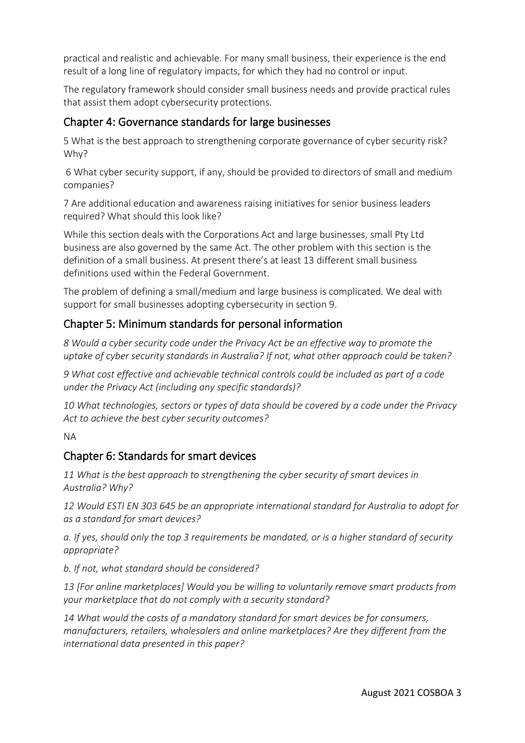practical and realistic and achievable. For many small business, their experience is the end result of a long line of regulatory impacts, for which they had no control or input.

The regulatory framework should consider small business needs and provide practical rules that assist them adopt cybersecurity protections.

## Chapter 4: Governance standards for large businesses

5 What is the best approach to strengthening corporate governance of cyber security risk? Why?

6 What cyber security support, if any, should be provided to directors of small and medium companies?

7 Are additional education and awareness raising initiatives for senior business leaders required? What should this look like?

While this section deals with the Corporations Act and large businesses, small Pty Ltd business are also governed by the same Act. The other problem with this section is the definition of a small business. At present there's at least 13 different small business definitions used within the Federal Government.

The problem of defining a small/medium and large business is complicated. We deal with support for small businesses adopting cybersecurity in section 9.

## Chapter 5: Minimum standards for personal information

*8 Would a cyber security code under the Privacy Act be an effective way to promote the uptake of cyber security standards in Australia? If not, what other approach could be taken?*

*9 What cost effective and achievable technical controls could be included as part of a code under the Privacy Act (including any specific standards)?*

*10 What technologies, sectors or types of data should be covered by a code under the Privacy Act to achieve the best cyber security outcomes?*

NA

## Chapter 6: Standards for smart devices

*11 What is the best approach to strengthening the cyber security of smart devices in Australia? Why?*

*12 Would ESTI EN 303 645 be an appropriate international standard for Australia to adopt for as a standard for smart devices?*

*a. If yes, should only the top 3 requirements be mandated, or is a higher standard of security appropriate?*

*b. If not, what standard should be considered?*

*13 [For online marketplaces] Would you be willing to voluntarily remove smart products from your marketplace that do not comply with a security standard?*

*14 What would the costs of a mandatory standard for smart devices be for consumers, manufacturers, retailers, wholesalers and online marketplaces? Are they different from the international data presented in this paper?*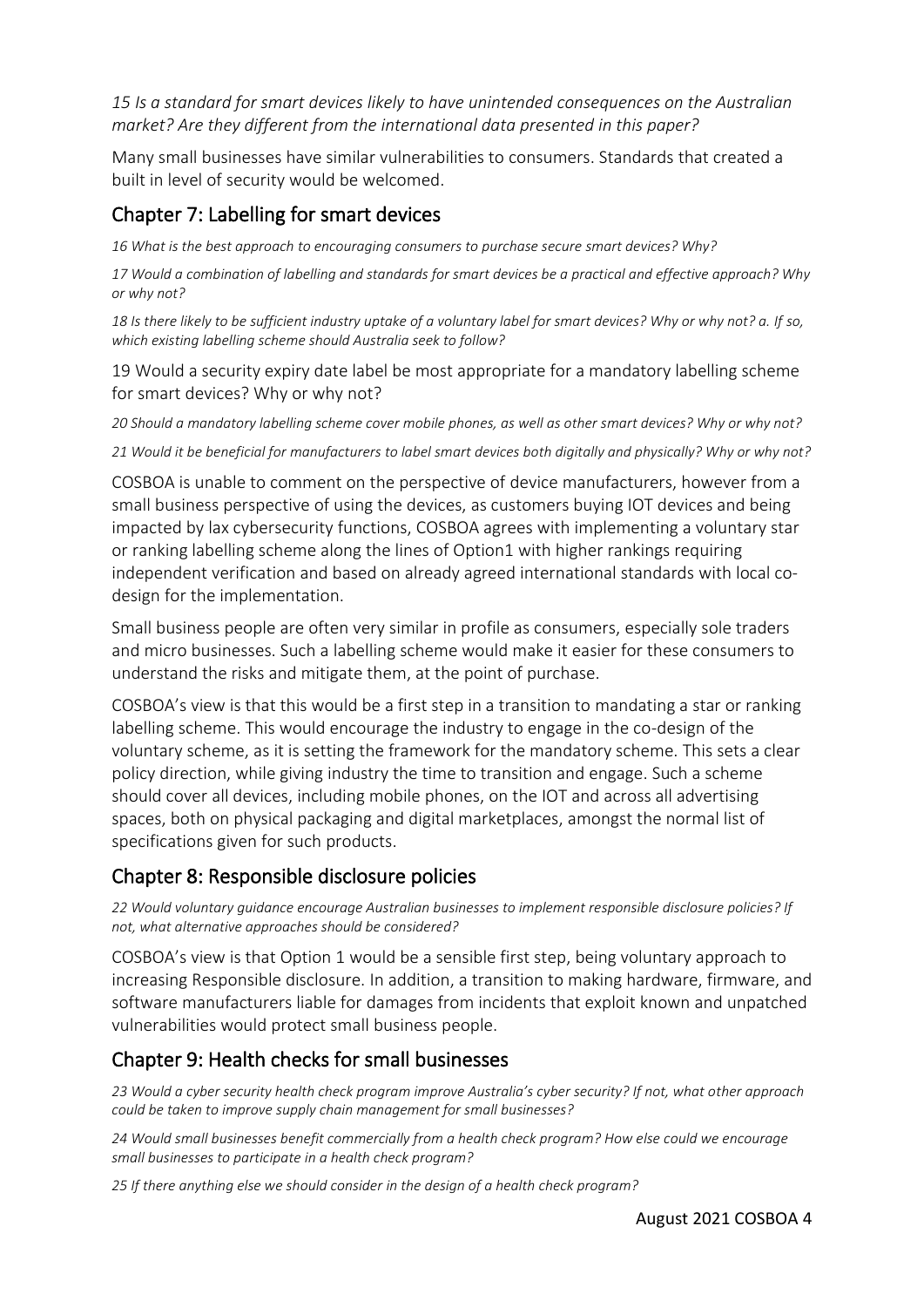*15 Is a standard for smart devices likely to have unintended consequences on the Australian market? Are they different from the international data presented in this paper?*

Many small businesses have similar vulnerabilities to consumers. Standards that created a built in level of security would be welcomed.

## Chapter 7: Labelling for smart devices

*16 What is the best approach to encouraging consumers to purchase secure smart devices? Why?*

*17 Would a combination of labelling and standards for smart devices be a practical and effective approach? Why or why not?*

*18 Is there likely to be sufficient industry uptake of a voluntary label for smart devices? Why or why not? a. If so, which existing labelling scheme should Australia seek to follow?*

19 Would a security expiry date label be most appropriate for a mandatory labelling scheme for smart devices? Why or why not?

*20 Should a mandatory labelling scheme cover mobile phones, as well as other smart devices? Why or why not?*

*21 Would it be beneficial for manufacturers to label smart devices both digitally and physically? Why or why not?*

COSBOA is unable to comment on the perspective of device manufacturers, however from a small business perspective of using the devices, as customers buying IOT devices and being impacted by lax cybersecurity functions, COSBOA agrees with implementing a voluntary star or ranking labelling scheme along the lines of Option1 with higher rankings requiring independent verification and based on already agreed international standards with local co-design for the implementation.

Small business people are often very similar in profile as consumers, especially sole traders and micro businesses. Such a labelling scheme would make it easier for these consumers to understand the risks and mitigate them, at the point of purchase.

COSBOA's view is that this would be a first step in a transition to mandating a star or ranking labelling scheme. This would encourage the industry to engage in the co-design of the voluntary scheme, as it is setting the framework for the mandatory scheme. This sets a clear policy direction, while giving industry the time to transition and engage. Such a scheme should cover all devices, including mobile phones, on the IOT and across all advertising spaces, both on physical packaging and digital marketplaces, amongst the normal list of specifications given for such products.

## Chapter 8: Responsible disclosure policies

*22 Would voluntary guidance encourage Australian businesses to implement responsible disclosure policies? If not, what alternative approaches should be considered?*

COSBOA's view is that Option 1 would be a sensible first step, being voluntary approach to increasing Responsible disclosure. In addition, a transition to making hardware, firmware, and software manufacturers liable for damages from incidents that exploit known and unpatched vulnerabilities would protect small business people.

## Chapter 9: Health checks for small businesses

*23 Would a cyber security health check program improve Australia's cyber security? If not, what other approach could be taken to improve supply chain management for small businesses?*

*24 Would small businesses benefit commercially from a health check program? How else could we encourage small businesses to participate in a health check program?*

*25 If there anything else we should consider in the design of a health check program?*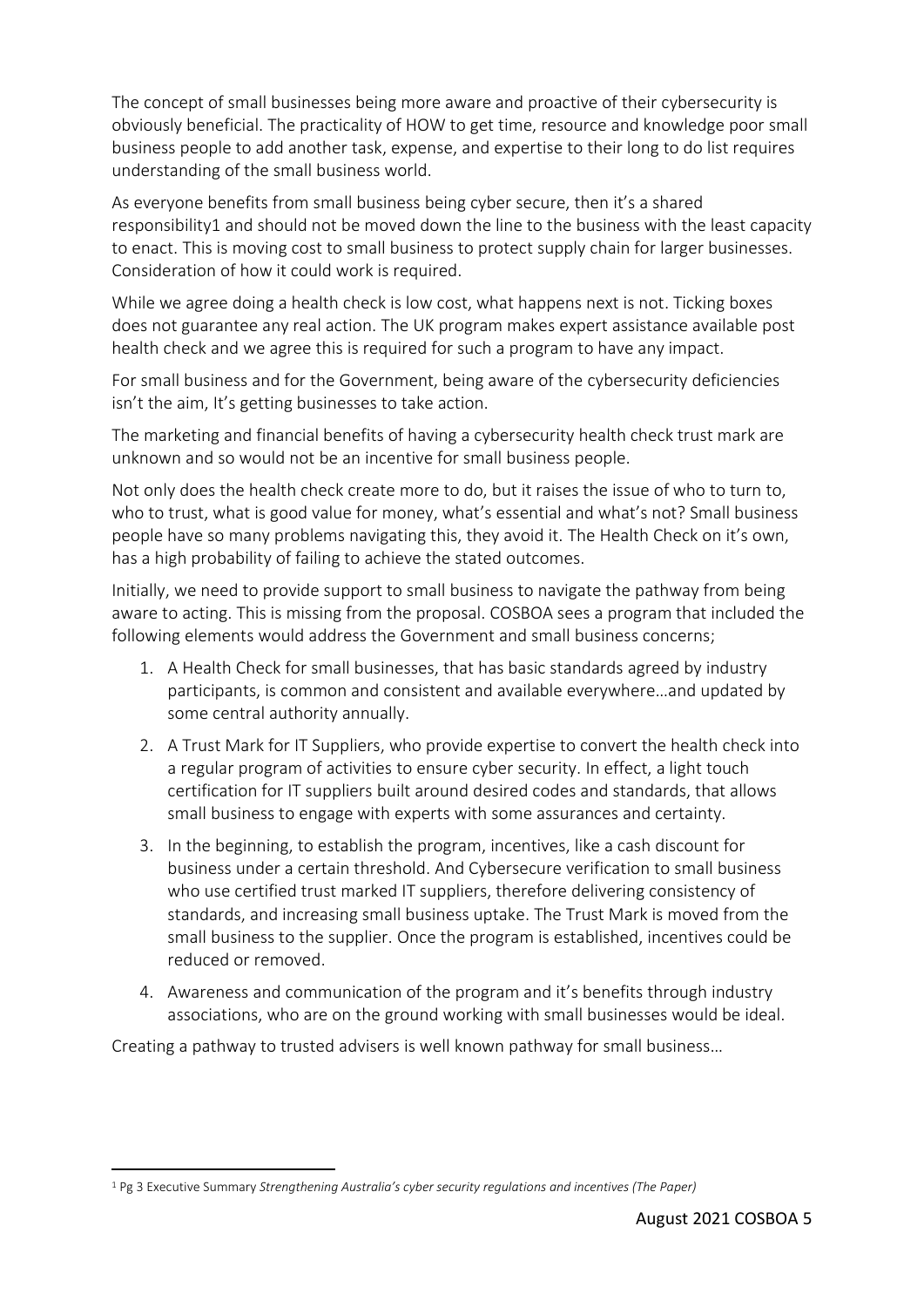The concept of small businesses being more aware and proactive of their cybersecurity is obviously beneficial. The practicality of HOW to get time, resource and knowledge poor small business people to add another task, expense, and expertise to their long to do list requires understanding of the small business world.

As everyone benefits from small business being cyber secure, then it's a shared responsibility[1] and should not be moved down the line to the business with the least capacity to enact. This is moving cost to small business to protect supply chain for larger businesses. Consideration of how it could work is required.

While we agree doing a health check is low cost, what happens next is not. Ticking boxes does not guarantee any real action. The UK program makes expert assistance available post health check and we agree this is required for such a program to have any impact.

For small business and for the Government, being aware of the cybersecurity deficiencies isn't the aim, It's getting businesses to take action.

The marketing and financial benefits of having a cybersecurity health check trust mark are unknown and so would not be an incentive for small business people.

Not only does the health check create more to do, but it raises the issue of who to turn to, who to trust, what is good value for money, what's essential and what's not? Small business people have so many problems navigating this, they avoid it. The Health Check on it's own, has a high probability of failing to achieve the stated outcomes.

Initially, we need to provide support to small business to navigate the pathway from being aware to acting. This is missing from the proposal. COSBOA sees a program that included the following elements would address the Government and small business concerns;

1. A Health Check for small businesses, that has basic standards agreed by industry participants, is common and consistent and available everywhere…and updated by some central authority annually.
2. A Trust Mark for IT Suppliers, who provide expertise to convert the health check into a regular program of activities to ensure cyber security. In effect, a light touch certification for IT suppliers built around desired codes and standards, that allows small business to engage with experts with some assurances and certainty.
3. In the beginning, to establish the program, incentives, like a cash discount for business under a certain threshold. And Cybersecure verification to small business who use certified trust marked IT suppliers, therefore delivering consistency of standards, and increasing small business uptake. The Trust Mark is moved from the small business to the supplier. Once the program is established, incentives could be reduced or removed.
4. Awareness and communication of the program and it's benefits through industry associations, who are on the ground working with small businesses would be ideal.

Creating a pathway to trusted advisers is well known pathway for small business…

[1] Pg 3 Executive Summary *Strengthening Australia's cyber security regulations and incentives (The Paper)*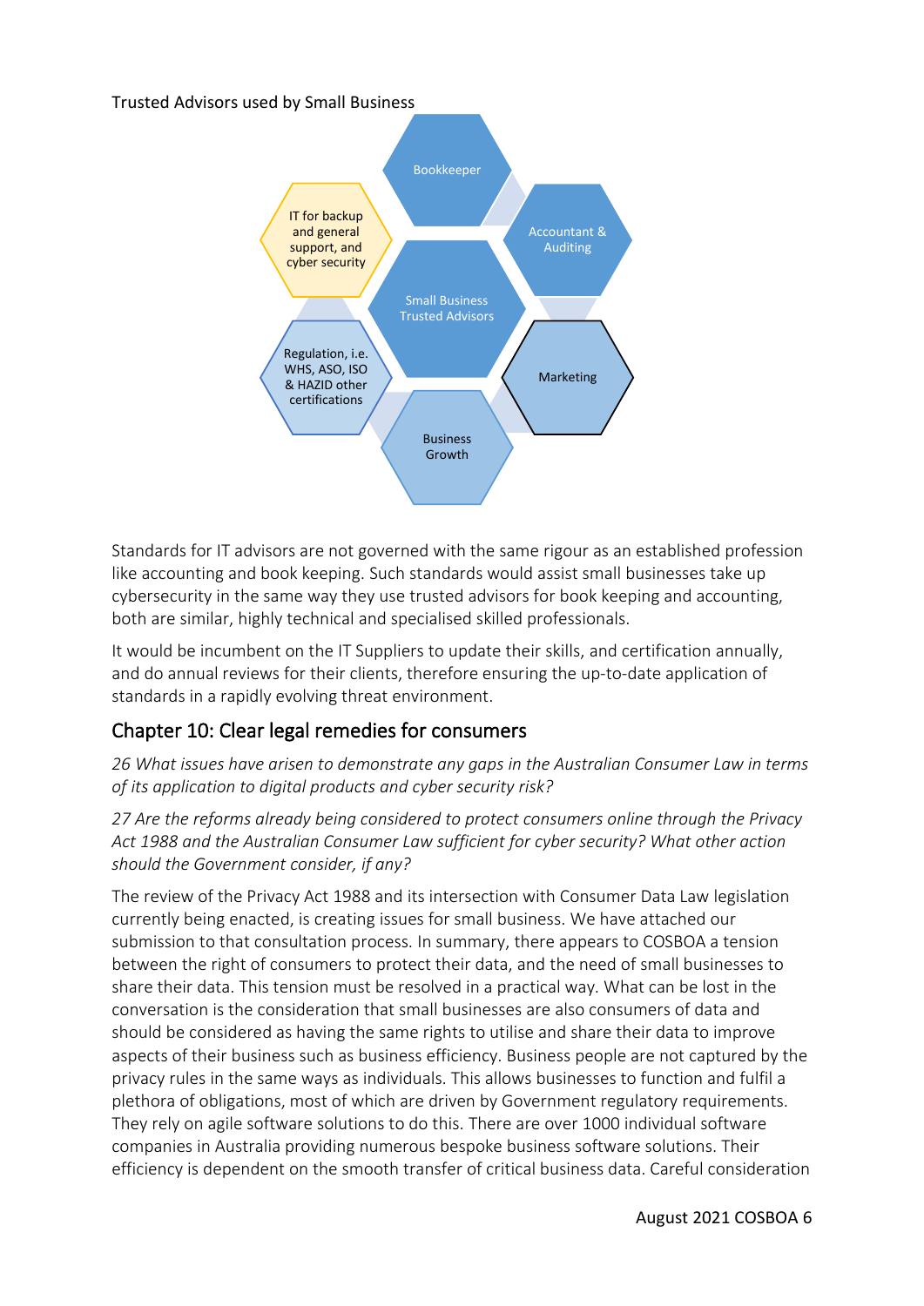Trusted Advisors used by Small Business

Bookkeeper

Accountant & Auditing

IT for backup and general support, and cyber security

Small Business Trusted Advisors

Regulation, i.e. WHS, ASO, ISO & HAZID other certifications

Marketing

Business Growth

Standards for IT advisors are not governed with the same rigour as an established profession like accounting and book keeping. Such standards would assist small businesses take up cybersecurity in the same way they use trusted advisors for book keeping and accounting, both are similar, highly technical and specialised skilled professionals.

It would be incumbent on the IT Suppliers to update their skills, and certification annually, and do annual reviews for their clients, therefore ensuring the up-to-date application of standards in a rapidly evolving threat environment.

## Chapter 10: Clear legal remedies for consumers

*26 What issues have arisen to demonstrate any gaps in the Australian Consumer Law in terms of its application to digital products and cyber security risk?*

*27 Are the reforms already being considered to protect consumers online through the Privacy Act 1988 and the Australian Consumer Law sufficient for cyber security? What other action should the Government consider, if any?*

The review of the Privacy Act 1988 and its intersection with Consumer Data Law legislation currently being enacted, is creating issues for small business. We have attached our submission to that consultation process. In summary, there appears to COSBOA a tension between the right of consumers to protect their data, and the need of small businesses to share their data. This tension must be resolved in a practical way. What can be lost in the conversation is the consideration that small businesses are also consumers of data and should be considered as having the same rights to utilise and share their data to improve aspects of their business such as business efficiency. Business people are not captured by the privacy rules in the same ways as individuals. This allows businesses to function and fulfil a plethora of obligations, most of which are driven by Government regulatory requirements. They rely on agile software solutions to do this. There are over 1000 individual software companies in Australia providing numerous bespoke business software solutions. Their efficiency is dependent on the smooth transfer of critical business data. Careful consideration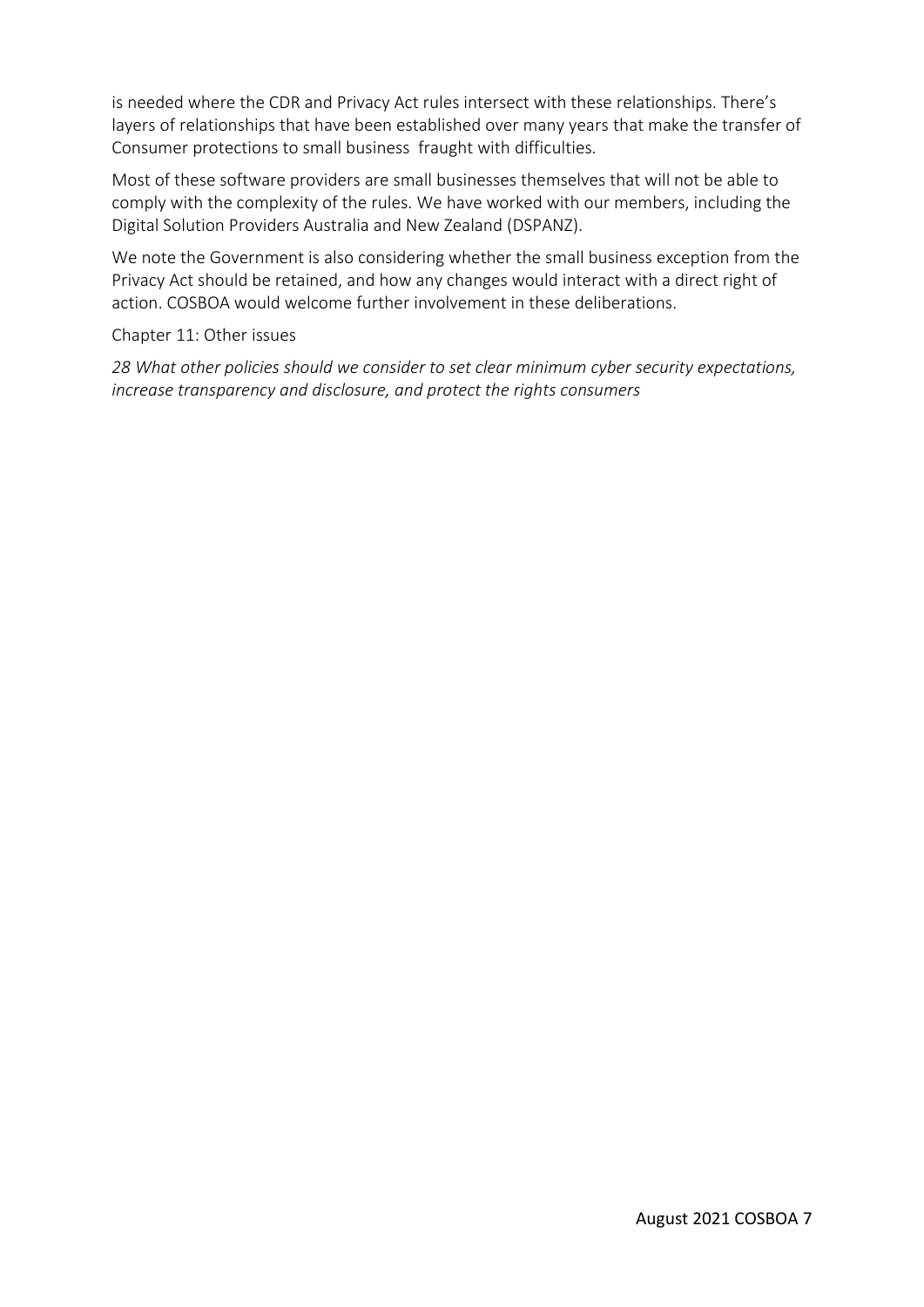is needed where the CDR and Privacy Act rules intersect with these relationships. There's layers of relationships that have been established over many years that make the transfer of Consumer protections to small business fraught with difficulties.

Most of these software providers are small businesses themselves that will not be able to comply with the complexity of the rules. We have worked with our members, including the Digital Solution Providers Australia and New Zealand (DSPANZ).

We note the Government is also considering whether the small business exception from the Privacy Act should be retained, and how any changes would interact with a direct right of action. COSBOA would welcome further involvement in these deliberations.

Chapter 11: Other issues

*28 What other policies should we consider to set clear minimum cyber security expectations, increase transparency and disclosure, and protect the rights consumers*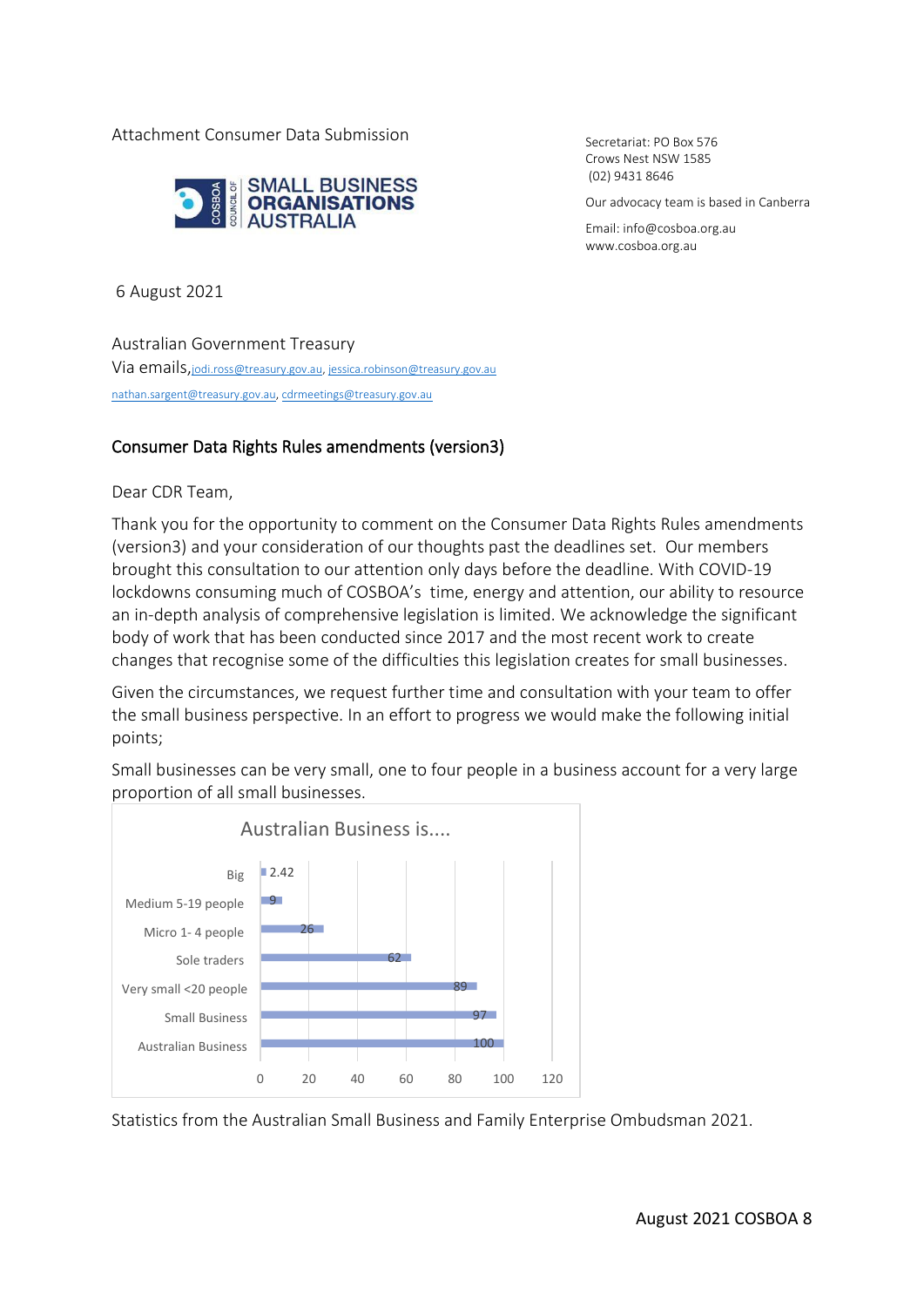Attachment Consumer Data Submission

SMALL BUSINESS ORGANISATIONS AUSTRALIA

COSBOA COUNCIL OF

Secretariat: PO Box 576
Crows Nest NSW 1585
(02) 9431 8646

Our advocacy team is based in Canberra

Email: info@cosboa.org.au
www.cosboa.org.au

6 August 2021

Australian Government Treasury
Via emails, jodi.ross@treasury.gov.au, jessica.robinson@treasury.gov.au
nathan.sargent@treasury.gov.au, cdrmeetings@treasury.gov.au

## Consumer Data Rights Rules amendments (version3)

Dear CDR Team,

Thank you for the opportunity to comment on the Consumer Data Rights Rules amendments (version3) and your consideration of our thoughts past the deadlines set. Our members brought this consultation to our attention only days before the deadline. With COVID-19 lockdowns consuming much of COSBOA's time, energy and attention, our ability to resource an in-depth analysis of comprehensive legislation is limited. We acknowledge the significant body of work that has been conducted since 2017 and the most recent work to create changes that recognise some of the difficulties this legislation creates for small businesses.

Given the circumstances, we request further time and consultation with your team to offer the small business perspective. In an effort to progress we would make the following initial points;

Small businesses can be very small, one to four people in a business account for a very large proportion of all small businesses.

**Australian Business is....**

| Category | Value |
| --- | --- |
| Big | 2.42 |
| Medium 5-19 people | 9 |
| Micro 1- 4 people | 26 |
| Sole traders | 62 |
| Very small <20 people | 89 |
| Small Business | 97 |
| Australian Business | 100 |

Statistics from the Australian Small Business and Family Enterprise Ombudsman 2021.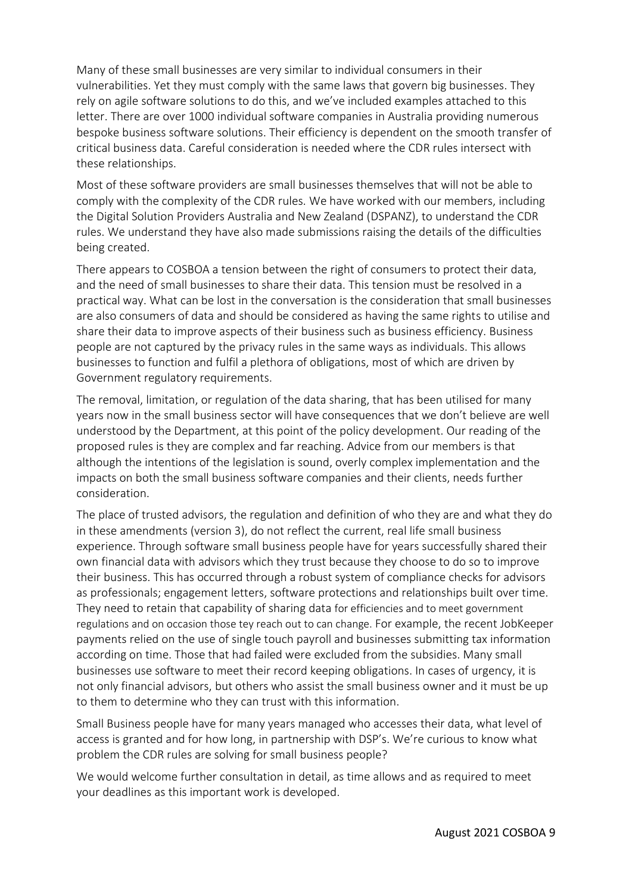Many of these small businesses are very similar to individual consumers in their vulnerabilities. Yet they must comply with the same laws that govern big businesses. They rely on agile software solutions to do this, and we've included examples attached to this letter. There are over 1000 individual software companies in Australia providing numerous bespoke business software solutions. Their efficiency is dependent on the smooth transfer of critical business data. Careful consideration is needed where the CDR rules intersect with these relationships.

Most of these software providers are small businesses themselves that will not be able to comply with the complexity of the CDR rules. We have worked with our members, including the Digital Solution Providers Australia and New Zealand (DSPANZ), to understand the CDR rules. We understand they have also made submissions raising the details of the difficulties being created.

There appears to COSBOA a tension between the right of consumers to protect their data, and the need of small businesses to share their data. This tension must be resolved in a practical way. What can be lost in the conversation is the consideration that small businesses are also consumers of data and should be considered as having the same rights to utilise and share their data to improve aspects of their business such as business efficiency. Business people are not captured by the privacy rules in the same ways as individuals. This allows businesses to function and fulfil a plethora of obligations, most of which are driven by Government regulatory requirements.

The removal, limitation, or regulation of the data sharing, that has been utilised for many years now in the small business sector will have consequences that we don't believe are well understood by the Department, at this point of the policy development. Our reading of the proposed rules is they are complex and far reaching. Advice from our members is that although the intentions of the legislation is sound, overly complex implementation and the impacts on both the small business software companies and their clients, needs further consideration.

The place of trusted advisors, the regulation and definition of who they are and what they do in these amendments (version 3), do not reflect the current, real life small business experience. Through software small business people have for years successfully shared their own financial data with advisors which they trust because they choose to do so to improve their business. This has occurred through a robust system of compliance checks for advisors as professionals; engagement letters, software protections and relationships built over time. They need to retain that capability of sharing data for efficiencies and to meet government regulations and on occasion those tey reach out to can change. For example, the recent JobKeeper payments relied on the use of single touch payroll and businesses submitting tax information according on time. Those that had failed were excluded from the subsidies. Many small businesses use software to meet their record keeping obligations. In cases of urgency, it is not only financial advisors, but others who assist the small business owner and it must be up to them to determine who they can trust with this information.

Small Business people have for many years managed who accesses their data, what level of access is granted and for how long, in partnership with DSP's. We're curious to know what problem the CDR rules are solving for small business people?

We would welcome further consultation in detail, as time allows and as required to meet your deadlines as this important work is developed.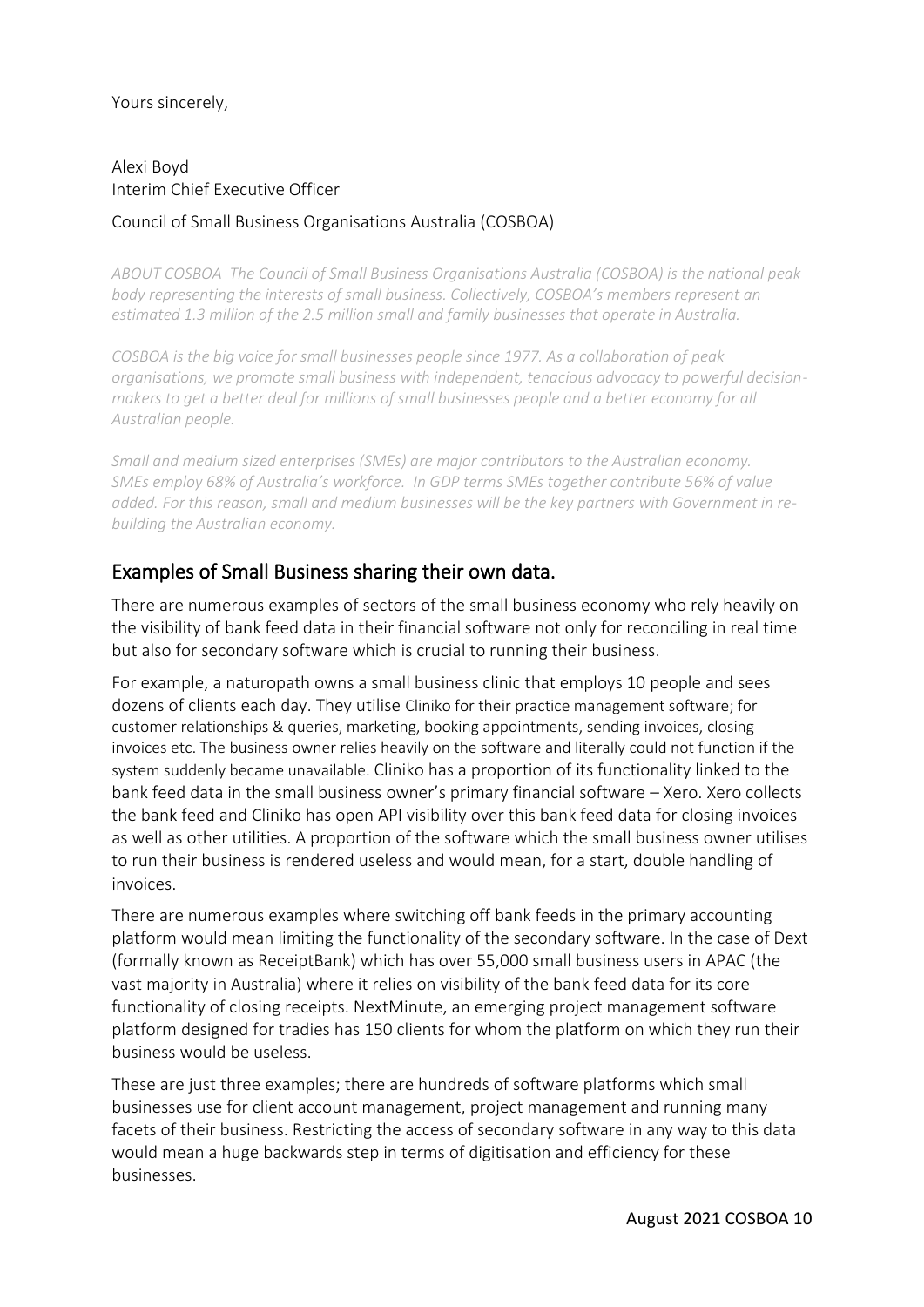Yours sincerely,

Alexi Boyd
Interim Chief Executive Officer

Council of Small Business Organisations Australia (COSBOA)

*ABOUT COSBOA The Council of Small Business Organisations Australia (COSBOA) is the national peak body representing the interests of small business. Collectively, COSBOA's members represent an estimated 1.3 million of the 2.5 million small and family businesses that operate in Australia.*

*COSBOA is the big voice for small businesses people since 1977. As a collaboration of peak organisations, we promote small business with independent, tenacious advocacy to powerful decision-makers to get a better deal for millions of small businesses people and a better economy for all Australian people.*

*Small and medium sized enterprises (SMEs) are major contributors to the Australian economy. SMEs employ 68% of Australia's workforce. In GDP terms SMEs together contribute 56% of value added. For this reason, small and medium businesses will be the key partners with Government in re-building the Australian economy.*

## Examples of Small Business sharing their own data.

There are numerous examples of sectors of the small business economy who rely heavily on the visibility of bank feed data in their financial software not only for reconciling in real time but also for secondary software which is crucial to running their business.

For example, a naturopath owns a small business clinic that employs 10 people and sees dozens of clients each day. They utilise Cliniko for their practice management software; for customer relationships & queries, marketing, booking appointments, sending invoices, closing invoices etc. The business owner relies heavily on the software and literally could not function if the system suddenly became unavailable. Cliniko has a proportion of its functionality linked to the bank feed data in the small business owner's primary financial software – Xero. Xero collects the bank feed and Cliniko has open API visibility over this bank feed data for closing invoices as well as other utilities. A proportion of the software which the small business owner utilises to run their business is rendered useless and would mean, for a start, double handling of invoices.

There are numerous examples where switching off bank feeds in the primary accounting platform would mean limiting the functionality of the secondary software. In the case of Dext (formally known as ReceiptBank) which has over 55,000 small business users in APAC (the vast majority in Australia) where it relies on visibility of the bank feed data for its core functionality of closing receipts. NextMinute, an emerging project management software platform designed for tradies has 150 clients for whom the platform on which they run their business would be useless.

These are just three examples; there are hundreds of software platforms which small businesses use for client account management, project management and running many facets of their business. Restricting the access of secondary software in any way to this data would mean a huge backwards step in terms of digitisation and efficiency for these businesses.